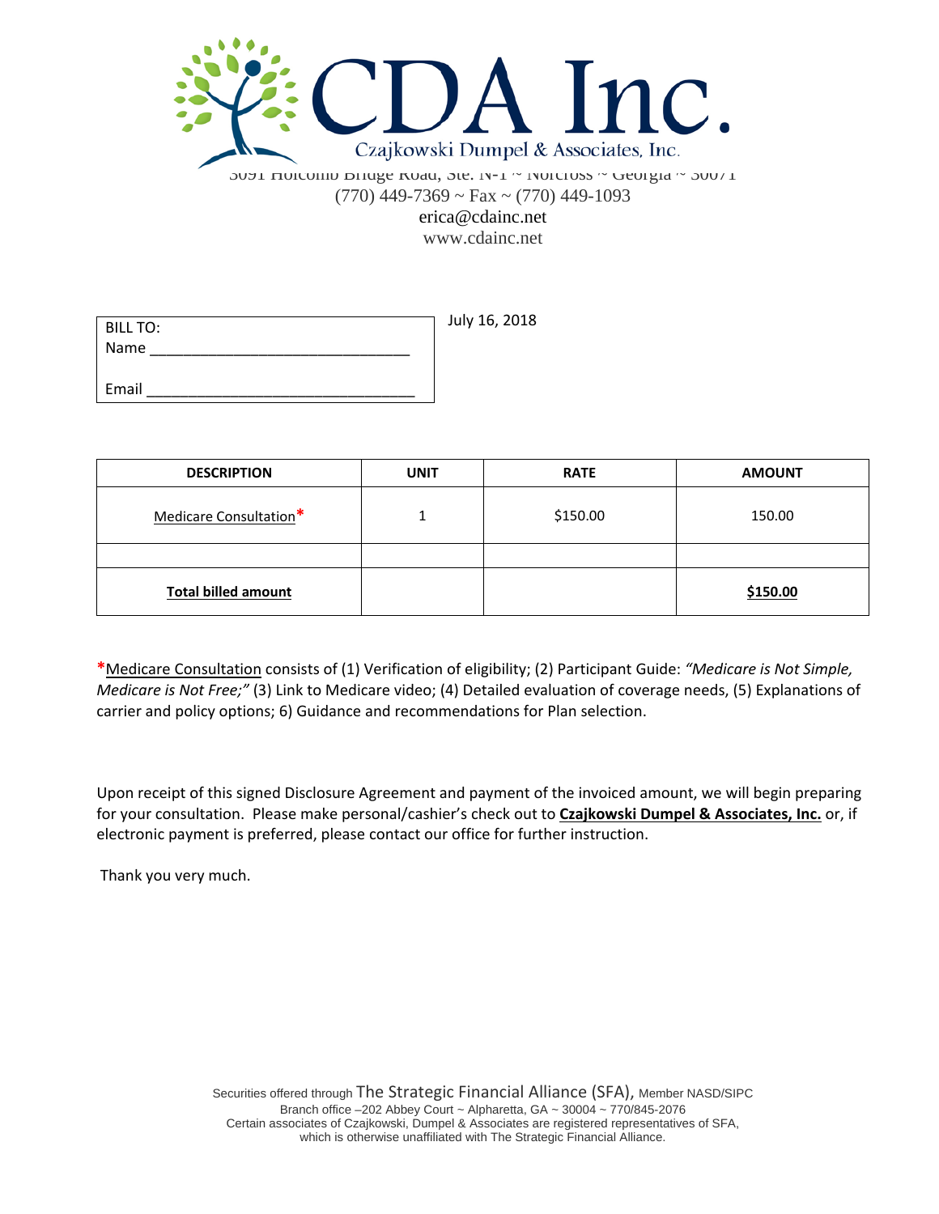# CDA Inc.

Czajkowski Dumpel & Associates, Inc.

3091 Holcomb Bridge Road, Ste. N-1 ~ Norcross ~ Georgia ~ 30071
(770) 449-7369 ~ Fax ~ (770) 449-1093
erica@cdainc.net
www.cdainc.net

| BILL TO: |
|---|
| Name ______________________________ |
| Email ______________________________ |

July 16, 2018

| DESCRIPTION | UNIT | RATE | AMOUNT |
|---|---|---|---|
| Medicare Consultation* | 1 | $150.00 | 150.00 |
| | | | |
| **Total billed amount** | | | **$150.00** |

*Medicare Consultation consists of (1) Verification of eligibility; (2) Participant Guide: *"Medicare is Not Simple, Medicare is Not Free;"* (3) Link to Medicare video; (4) Detailed evaluation of coverage needs, (5) Explanations of carrier and policy options; 6) Guidance and recommendations for Plan selection.

Upon receipt of this signed Disclosure Agreement and payment of the invoiced amount, we will begin preparing for your consultation. Please make personal/cashier's check out to **Czajkowski Dumpel & Associates, Inc.** or, if electronic payment is preferred, please contact our office for further instruction.

Thank you very much.

Securities offered through The Strategic Financial Alliance (SFA), Member NASD/SIPC
Branch office –202 Abbey Court ~ Alpharetta, GA ~ 30004 ~ 770/845-2076
Certain associates of Czajkowski, Dumpel & Associates are registered representatives of SFA, which is otherwise unaffiliated with The Strategic Financial Alliance.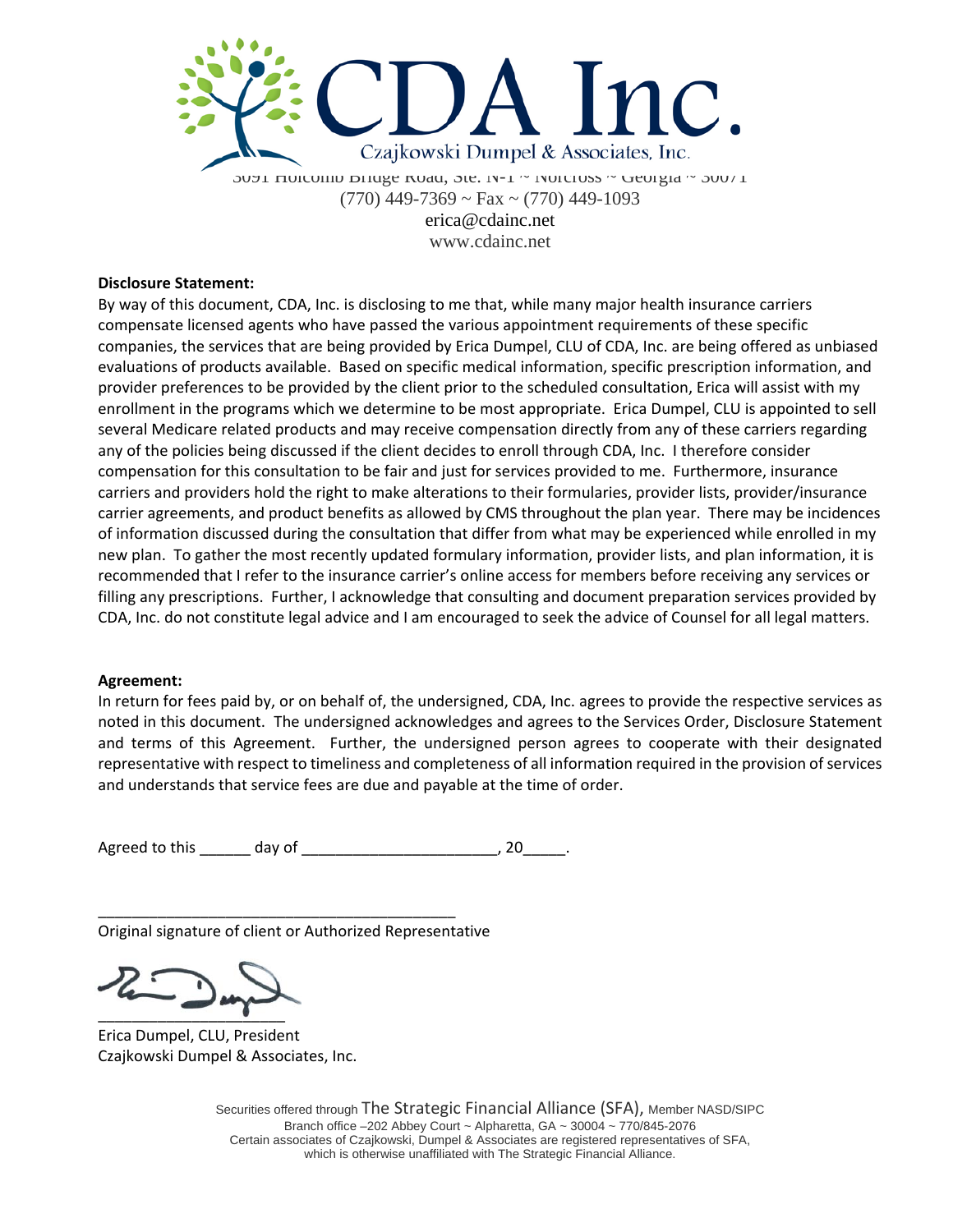CDA Inc.

Czajkowski Dumpel & Associates, Inc.

3091 Holcomb Bridge Road, Ste. N-1 ~ Norcross ~ Georgia ~ 30071
(770) 449-7369 ~ Fax ~ (770) 449-1093
erica@cdainc.net
www.cdainc.net

**Disclosure Statement:**

By way of this document, CDA, Inc. is disclosing to me that, while many major health insurance carriers compensate licensed agents who have passed the various appointment requirements of these specific companies, the services that are being provided by Erica Dumpel, CLU of CDA, Inc. are being offered as unbiased evaluations of products available. Based on specific medical information, specific prescription information, and provider preferences to be provided by the client prior to the scheduled consultation, Erica will assist with my enrollment in the programs which we determine to be most appropriate. Erica Dumpel, CLU is appointed to sell several Medicare related products and may receive compensation directly from any of these carriers regarding any of the policies being discussed if the client decides to enroll through CDA, Inc. I therefore consider compensation for this consultation to be fair and just for services provided to me. Furthermore, insurance carriers and providers hold the right to make alterations to their formularies, provider lists, provider/insurance carrier agreements, and product benefits as allowed by CMS throughout the plan year. There may be incidences of information discussed during the consultation that differ from what may be experienced while enrolled in my new plan. To gather the most recently updated formulary information, provider lists, and plan information, it is recommended that I refer to the insurance carrier's online access for members before receiving any services or filling any prescriptions. Further, I acknowledge that consulting and document preparation services provided by CDA, Inc. do not constitute legal advice and I am encouraged to seek the advice of Counsel for all legal matters.

**Agreement:**

In return for fees paid by, or on behalf of, the undersigned, CDA, Inc. agrees to provide the respective services as noted in this document. The undersigned acknowledges and agrees to the Services Order, Disclosure Statement and terms of this Agreement. Further, the undersigned person agrees to cooperate with their designated representative with respect to timeliness and completeness of all information required in the provision of services and understands that service fees are due and payable at the time of order.

Agreed to this ______ day of ______________________, 20_____.

__________________________________________
Original signature of client or Authorized Representative

______________________
Erica Dumpel, CLU, President
Czajkowski Dumpel & Associates, Inc.

Securities offered through The Strategic Financial Alliance (SFA), Member NASD/SIPC
Branch office –202 Abbey Court ~ Alpharetta, GA ~ 30004 ~ 770/845-2076
Certain associates of Czajkowski, Dumpel & Associates are registered representatives of SFA, which is otherwise unaffiliated with The Strategic Financial Alliance.